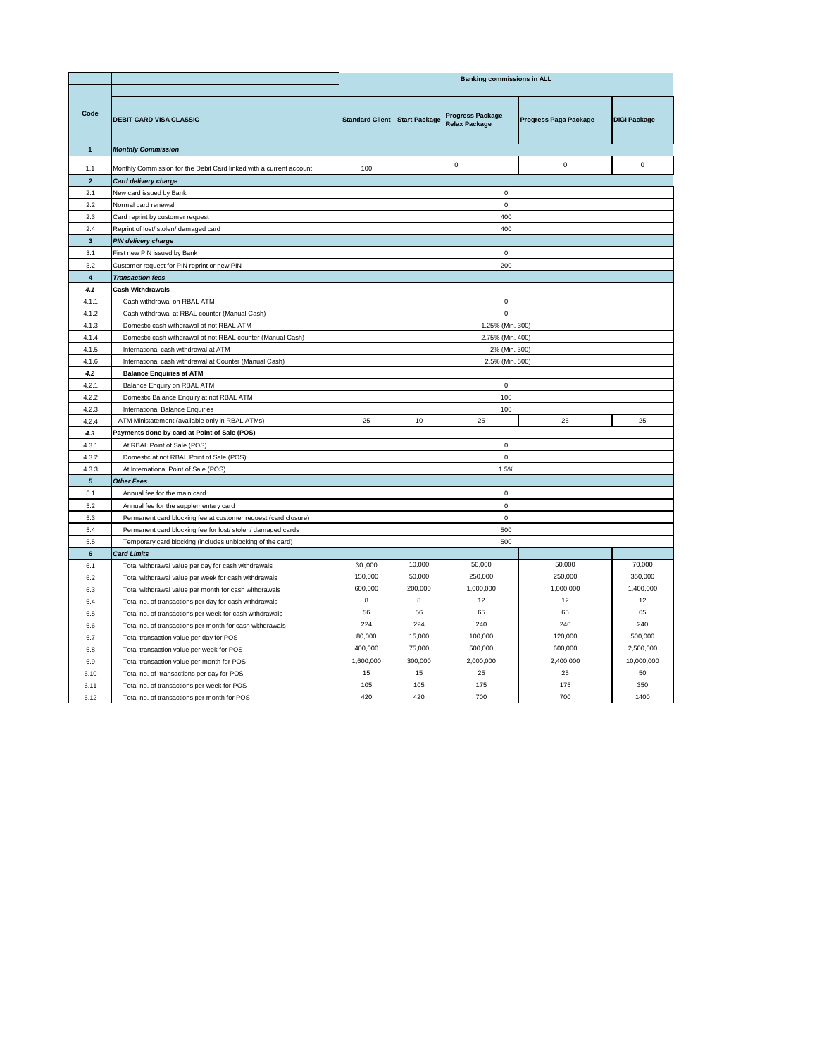| Code | DEBIT CARD VISA CLASSIC | Banking commissions in ALL | | | | |
|---|---|---|---|---|---|---|
| | | Standard Client | Start Package | Progress Package Relax Package | Progress Paga Package | DIGI Package |
| **1** | ***Monthly Commission*** | | | | | |
| 1.1 | Monthly Commission for the Debit Card linked with a current account | 100 | 0 | | 0 | 0 |
| **2** | ***Card delivery charge*** | | | | | |
| 2.1 | New card issued by Bank | 0 | | | | |
| 2.2 | Normal card renewal | 0 | | | | |
| 2.3 | Card reprint by customer request | 400 | | | | |
| 2.4 | Reprint of lost/ stolen/ damaged card | 400 | | | | |
| **3** | ***PIN delivery charge*** | | | | | |
| 3.1 | First new PIN issued by Bank | 0 | | | | |
| 3.2 | Customer request for PIN reprint or new PIN | 200 | | | | |
| **4** | ***Transaction fees*** | | | | | |
| ***4.1*** | **Cash Withdrawals** | | | | | |
| 4.1.1 | Cash withdrawal on RBAL ATM | 0 | | | | |
| 4.1.2 | Cash withdrawal at RBAL counter (Manual Cash) | 0 | | | | |
| 4.1.3 | Domestic cash withdrawal at not RBAL ATM | 1.25% (Min. 300) | | | | |
| 4.1.4 | Domestic cash withdrawal at not RBAL counter (Manual Cash) | 2.75% (Min. 400) | | | | |
| 4.1.5 | International cash withdrawal at ATM | 2% (Min. 300) | | | | |
| 4.1.6 | International cash withdrawal at Counter (Manual Cash) | 2.5% (Min. 500) | | | | |
| ***4.2*** | **Balance Enquiries at ATM** | | | | | |
| 4.2.1 | Balance Enquiry on RBAL ATM | 0 | | | | |
| 4.2.2 | Domestic Balance Enquiry at not RBAL ATM | 100 | | | | |
| 4.2.3 | International Balance Enquiries | 100 | | | | |
| 4.2.4 | ATM Ministatement (available only in RBAL ATMs) | 25 | 10 | 25 | 25 | 25 |
| ***4.3*** | **Payments done by card at Point of Sale (POS)** | | | | | |
| 4.3.1 | At RBAL Point of Sale (POS) | 0 | | | | |
| 4.3.2 | Domestic at not RBAL Point of Sale (POS) | 0 | | | | |
| 4.3.3 | At International Point of Sale (POS) | 1.5% | | | | |
| **5** | ***Other Fees*** | | | | | |
| 5.1 | Annual fee for the main card | 0 | | | | |
| 5.2 | Annual fee for the supplementary card | 0 | | | | |
| 5.3 | Permanent card blocking fee at customer request (card closure) | 0 | | | | |
| 5.4 | Permanent card blocking fee for lost/ stolen/ damaged cards | 500 | | | | |
| 5.5 | Temporary card blocking (includes unblocking of the card) | 500 | | | | |
| **6** | ***Card Limits*** | | | | | |
| 6.1 | Total withdrawal value per day for cash withdrawals | 30 ,000 | 10,000 | 50,000 | 50,000 | 70,000 |
| 6.2 | Total withdrawal value per week for cash withdrawals | 150,000 | 50,000 | 250,000 | 250,000 | 350,000 |
| 6.3 | Total withdrawal value per month for cash withdrawals | 600,000 | 200,000 | 1,000,000 | 1,000,000 | 1,400,000 |
| 6.4 | Total no. of transactions per day for cash withdrawals | 8 | 8 | 12 | 12 | 12 |
| 6.5 | Total no. of transactions per week for cash withdrawals | 56 | 56 | 65 | 65 | 65 |
| 6.6 | Total no. of transactions per month for cash withdrawals | 224 | 224 | 240 | 240 | 240 |
| 6.7 | Total transaction value per day for POS | 80,000 | 15,000 | 100,000 | 120,000 | 500,000 |
| 6.8 | Total transaction value per week for POS | 400,000 | 75,000 | 500,000 | 600,000 | 2,500,000 |
| 6.9 | Total transaction value per month for POS | 1,600,000 | 300,000 | 2,000,000 | 2,400,000 | 10,000,000 |
| 6.10 | Total no. of transactions per day for POS | 15 | 15 | 25 | 25 | 50 |
| 6.11 | Total no. of transactions per week for POS | 105 | 105 | 175 | 175 | 350 |
| 6.12 | Total no. of transactions per month for POS | 420 | 420 | 700 | 700 | 1400 |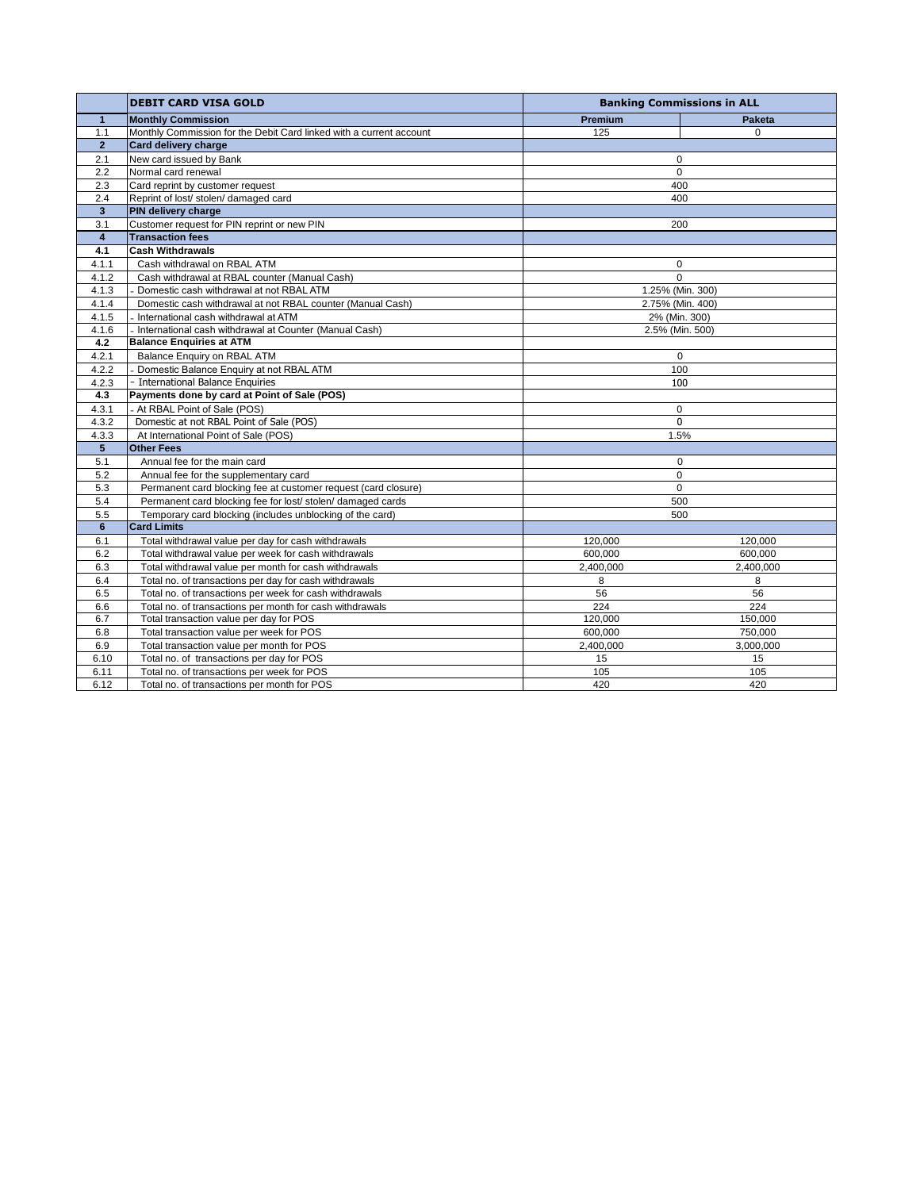| | DEBIT CARD VISA GOLD | Banking Commissions in ALL | |
|---|---|---|---|
| **1** | **Monthly Commission** | **Premium** | **Paketa** |
| 1.1 | Monthly Commission for the Debit Card linked with a current account | 125 | 0 |
| **2** | **Card delivery charge** | | |
| 2.1 | New card issued by Bank | 0 | |
| 2.2 | Normal card renewal | 0 | |
| 2.3 | Card reprint by customer request | 400 | |
| 2.4 | Reprint of lost/ stolen/ damaged card | 400 | |
| **3** | **PIN delivery charge** | | |
| 3.1 | Customer request for PIN reprint or new PIN | 200 | |
| **4** | **Transaction fees** | | |
| **4.1** | **Cash Withdrawals** | | |
| 4.1.1 | Cash withdrawal on RBAL ATM | 0 | |
| 4.1.2 | Cash withdrawal at RBAL counter (Manual Cash) | 0 | |
| 4.1.3 | - Domestic cash withdrawal at not RBAL ATM | 1.25% (Min. 300) | |
| 4.1.4 | Domestic cash withdrawal at not RBAL counter (Manual Cash) | 2.75% (Min. 400) | |
| 4.1.5 | - International cash withdrawal at ATM | 2% (Min. 300) | |
| 4.1.6 | - International cash withdrawal at Counter (Manual Cash) | 2.5% (Min. 500) | |
| **4.2** | **Balance Enquiries at ATM** | | |
| 4.2.1 | Balance Enquiry on RBAL ATM | 0 | |
| 4.2.2 | - Domestic Balance Enquiry at not RBAL ATM | 100 | |
| 4.2.3 | - International Balance Enquiries | 100 | |
| **4.3** | **Payments done by card at Point of Sale (POS)** | | |
| 4.3.1 | - At RBAL Point of Sale (POS) | 0 | |
| 4.3.2 | Domestic at not RBAL Point of Sale (POS) | 0 | |
| 4.3.3 | At International Point of Sale (POS) | 1.5% | |
| **5** | **Other Fees** | | |
| 5.1 | Annual fee for the main card | 0 | |
| 5.2 | Annual fee for the supplementary card | 0 | |
| 5.3 | Permanent card blocking fee at customer request (card closure) | 0 | |
| 5.4 | Permanent card blocking fee for lost/ stolen/ damaged cards | 500 | |
| 5.5 | Temporary card blocking (includes unblocking of the card) | 500 | |
| **6** | **Card Limits** | | |
| 6.1 | Total withdrawal value per day for cash withdrawals | 120,000 | 120,000 |
| 6.2 | Total withdrawal value per week for cash withdrawals | 600,000 | 600,000 |
| 6.3 | Total withdrawal value per month for cash withdrawals | 2,400,000 | 2,400,000 |
| 6.4 | Total no. of transactions per day for cash withdrawals | 8 | 8 |
| 6.5 | Total no. of transactions per week for cash withdrawals | 56 | 56 |
| 6.6 | Total no. of transactions per month for cash withdrawals | 224 | 224 |
| 6.7 | Total transaction value per day for POS | 120,000 | 150,000 |
| 6.8 | Total transaction value per week for POS | 600,000 | 750,000 |
| 6.9 | Total transaction value per month for POS | 2,400,000 | 3,000,000 |
| 6.10 | Total no. of transactions per day for POS | 15 | 15 |
| 6.11 | Total no. of transactions per week for POS | 105 | 105 |
| 6.12 | Total no. of transactions per month for POS | 420 | 420 |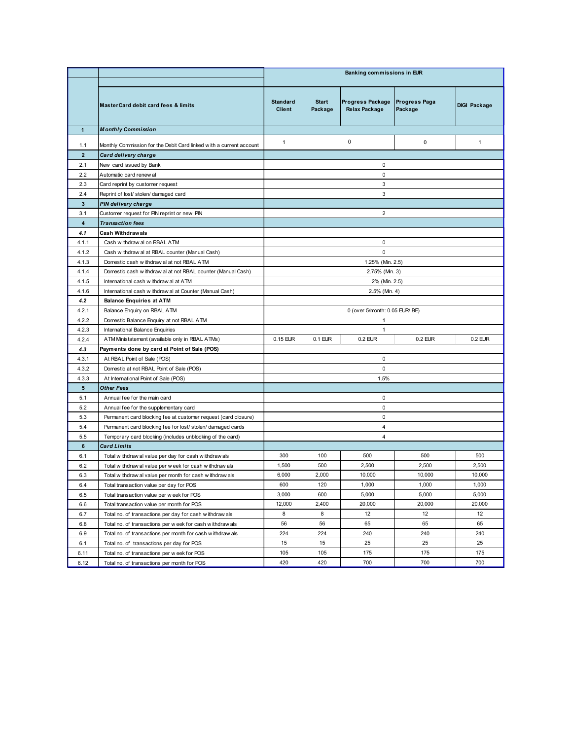| | | Banking commissions in EUR | | | | |
|---|---|---|---|---|---|---|
| | **MasterCard debit card fees & limits** | **Standard Client** | **Start Package** | **Progress Package Relax Package** | **Progress Paga Package** | **DIGI Package** |
| **1** | ***Monthly Commission*** | | | | | |
| 1.1 | Monthly Commission for the Debit Card linked with a current account | 1 | 0 | | 0 | 1 |
| **2** | ***Card delivery charge*** | | | | | |
| 2.1 | New card issued by Bank | 0 | | | | |
| 2.2 | Automatic card renewal | 0 | | | | |
| 2.3 | Card reprint by customer request | 3 | | | | |
| 2.4 | Reprint of lost/ stolen/ damaged card | 3 | | | | |
| **3** | ***PIN delivery charge*** | | | | | |
| 3.1 | Customer request for PIN reprint or new PIN | 2 | | | | |
| **4** | ***Transaction fees*** | | | | | |
| ***4.1*** | **Cash Withdrawals** | | | | | |
| 4.1.1 | Cash withdrawal on RBAL ATM | 0 | | | | |
| 4.1.2 | Cash withdrawal at RBAL counter (Manual Cash) | 0 | | | | |
| 4.1.3 | Domestic cash withdrawal at not RBAL ATM | 1.25% (Min. 2.5) | | | | |
| 4.1.4 | Domestic cash withdrawal at not RBAL counter (Manual Cash) | 2.75% (Min. 3) | | | | |
| 4.1.5 | International cash withdrawal at ATM | 2% (Min. 2.5) | | | | |
| 4.1.6 | International cash withdrawal at Counter (Manual Cash) | 2.5% (Min. 4) | | | | |
| ***4.2*** | **Balance Enquiries at ATM** | | | | | |
| 4.2.1 | Balance Enquiry on RBAL ATM | 0 (over 5/month: 0.05 EUR/ BE) | | | | |
| 4.2.2 | Domestic Balance Enquiry at not RBAL ATM | 1 | | | | |
| 4.2.3 | International Balance Enquiries | 1 | | | | |
| 4.2.4 | ATM Ministatement (available only in RBAL ATMs) | 0.15 EUR | 0.1 EUR | 0.2 EUR | 0.2 EUR | 0.2 EUR |
| ***4.3*** | **Payments done by card at Point of Sale (POS)** | | | | | |
| 4.3.1 | At RBAL Point of Sale (POS) | 0 | | | | |
| 4.3.2 | Domestic at not RBAL Point of Sale (POS) | 0 | | | | |
| 4.3.3 | At International Point of Sale (POS) | 1.5% | | | | |
| **5** | ***Other Fees*** | | | | | |
| 5.1 | Annual fee for the main card | 0 | | | | |
| 5.2 | Annual fee for the supplementary card | 0 | | | | |
| 5.3 | Permanent card blocking fee at customer request (card closure) | 0 | | | | |
| 5.4 | Permanent card blocking fee for lost/ stolen/ damaged cards | 4 | | | | |
| 5.5 | Temporary card blocking (includes unblocking of the card) | 4 | | | | |
| **6** | ***Card Limits*** | | | | | |
| 6.1 | Total withdrawal value per day for cash withdrawals | 300 | 100 | 500 | 500 | 500 |
| 6.2 | Total withdrawal value per week for cash withdrawals | 1,500 | 500 | 2,500 | 2,500 | 2,500 |
| 6.3 | Total withdrawal value per month for cash withdrawals | 6,000 | 2,000 | 10,000 | 10,000 | 10,000 |
| 6.4 | Total transaction value per day for POS | 600 | 120 | 1,000 | 1,000 | 1,000 |
| 6.5 | Total transaction value per week for POS | 3,000 | 600 | 5,000 | 5,000 | 5,000 |
| 6.6 | Total transaction value per month for POS | 12,000 | 2,400 | 20,000 | 20,000 | 20,000 |
| 6.7 | Total no. of transactions per day for cash withdrawals | 8 | 8 | 12 | 12 | 12 |
| 6.8 | Total no. of transactions per week for cash withdrawals | 56 | 56 | 65 | 65 | 65 |
| 6.9 | Total no. of transactions per month for cash withdrawals | 224 | 224 | 240 | 240 | 240 |
| 6.1 | Total no. of transactions per day for POS | 15 | 15 | 25 | 25 | 25 |
| 6.11 | Total no. of transactions per week for POS | 105 | 105 | 175 | 175 | 175 |
| 6.12 | Total no. of transactions per month for POS | 420 | 420 | 700 | 700 | 700 |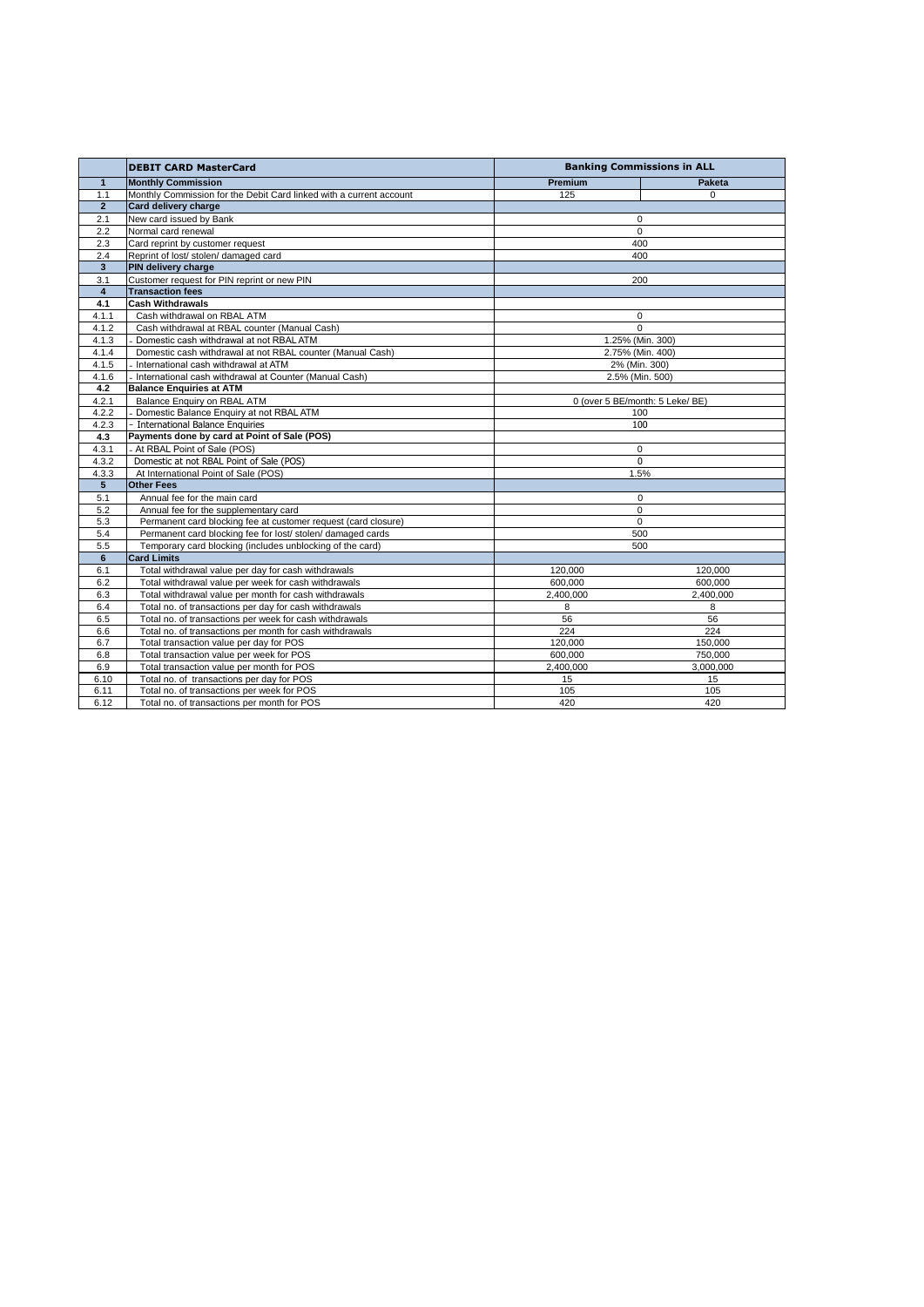| | DEBIT CARD MasterCard | Banking Commissions in ALL | |
|---|---|---|---|
| **1** | **Monthly Commission** | **Premium** | **Paketa** |
| 1.1 | Monthly Commission for the Debit Card linked with a current account | 125 | 0 |
| **2** | **Card delivery charge** | | |
| 2.1 | New card issued by Bank | 0 | |
| 2.2 | Normal card renewal | 0 | |
| 2.3 | Card reprint by customer request | 400 | |
| 2.4 | Reprint of lost/ stolen/ damaged card | 400 | |
| **3** | **PIN delivery charge** | | |
| 3.1 | Customer request for PIN reprint or new PIN | 200 | |
| **4** | **Transaction fees** | | |
| **4.1** | **Cash Withdrawals** | | |
| 4.1.1 | Cash withdrawal on RBAL ATM | 0 | |
| 4.1.2 | Cash withdrawal at RBAL counter (Manual Cash) | 0 | |
| 4.1.3 | - Domestic cash withdrawal at not RBAL ATM | 1.25% (Min. 300) | |
| 4.1.4 | Domestic cash withdrawal at not RBAL counter (Manual Cash) | 2.75% (Min. 400) | |
| 4.1.5 | - International cash withdrawal at ATM | 2% (Min. 300) | |
| 4.1.6 | - International cash withdrawal at Counter (Manual Cash) | 2.5% (Min. 500) | |
| **4.2** | **Balance Enquiries at ATM** | | |
| 4.2.1 | Balance Enquiry on RBAL ATM | 0 (over 5 BE/month: 5 Leke/ BE) | |
| 4.2.2 | - Domestic Balance Enquiry at not RBAL ATM | 100 | |
| 4.2.3 | - International Balance Enquiries | 100 | |
| **4.3** | **Payments done by card at Point of Sale (POS)** | | |
| 4.3.1 | - At RBAL Point of Sale (POS) | 0 | |
| 4.3.2 | Domestic at not RBAL Point of Sale (POS) | 0 | |
| 4.3.3 | At International Point of Sale (POS) | 1.5% | |
| **5** | **Other Fees** | | |
| 5.1 | Annual fee for the main card | 0 | |
| 5.2 | Annual fee for the supplementary card | 0 | |
| 5.3 | Permanent card blocking fee at customer request (card closure) | 0 | |
| 5.4 | Permanent card blocking fee for lost/ stolen/ damaged cards | 500 | |
| 5.5 | Temporary card blocking (includes unblocking of the card) | 500 | |
| **6** | **Card Limits** | | |
| 6.1 | Total withdrawal value per day for cash withdrawals | 120,000 | 120,000 |
| 6.2 | Total withdrawal value per week for cash withdrawals | 600,000 | 600,000 |
| 6.3 | Total withdrawal value per month for cash withdrawals | 2,400,000 | 2,400,000 |
| 6.4 | Total no. of transactions per day for cash withdrawals | 8 | 8 |
| 6.5 | Total no. of transactions per week for cash withdrawals | 56 | 56 |
| 6.6 | Total no. of transactions per month for cash withdrawals | 224 | 224 |
| 6.7 | Total transaction value per day for POS | 120,000 | 150,000 |
| 6.8 | Total transaction value per week for POS | 600,000 | 750,000 |
| 6.9 | Total transaction value per month for POS | 2,400,000 | 3,000,000 |
| 6.10 | Total no. of transactions per day for POS | 15 | 15 |
| 6.11 | Total no. of transactions per week for POS | 105 | 105 |
| 6.12 | Total no. of transactions per month for POS | 420 | 420 |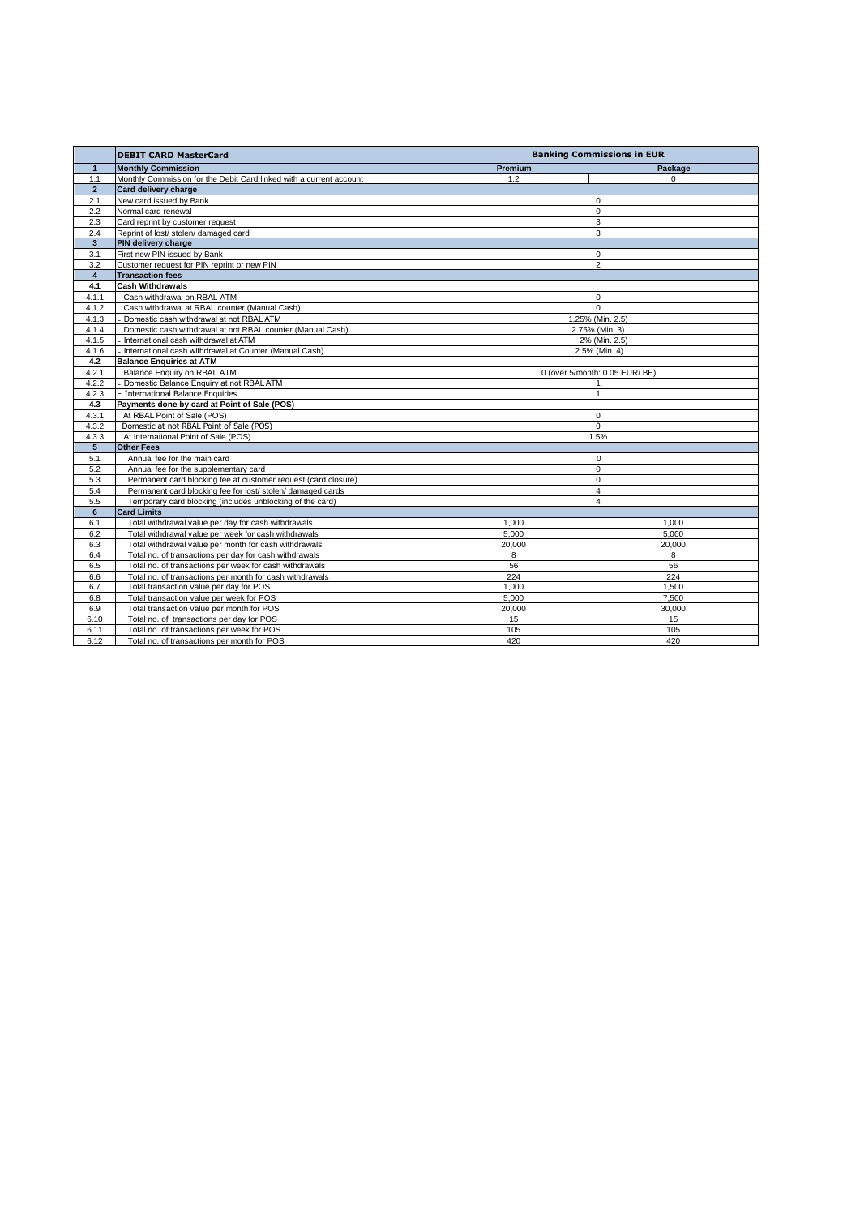|  | DEBIT CARD MasterCard | Banking Commissions in EUR |  |
|---|---|---|---|
| **1** | **Monthly Commission** | **Premium** | **Package** |
| 1.1 | Monthly Commission for the Debit Card linked with a current account | 1.2 | 0 |
| **2** | **Card delivery charge** |  |  |
| 2.1 | New card issued by Bank | 0 |  |
| 2.2 | Normal card renewal | 0 |  |
| 2.3 | Card reprint by customer request | 3 |  |
| 2.4 | Reprint of lost/ stolen/ damaged card | 3 |  |
| **3** | **PIN delivery charge** |  |  |
| 3.1 | First new PIN issued by Bank | 0 |  |
| 3.2 | Customer request for PIN reprint or new PIN | 2 |  |
| **4** | **Transaction fees** |  |  |
| **4.1** | **Cash Withdrawals** |  |  |
| 4.1.1 | Cash withdrawal on RBAL ATM | 0 |  |
| 4.1.2 | Cash withdrawal at RBAL counter (Manual Cash) | 0 |  |
| 4.1.3 | - Domestic cash withdrawal at not RBAL ATM | 1.25% (Min. 2.5) |  |
| 4.1.4 | Domestic cash withdrawal at not RBAL counter (Manual Cash) | 2.75% (Min. 3) |  |
| 4.1.5 | - International cash withdrawal at ATM | 2% (Min. 2.5) |  |
| 4.1.6 | - International cash withdrawal at Counter (Manual Cash) | 2.5% (Min. 4) |  |
| **4.2** | **Balance Enquiries at ATM** |  |  |
| 4.2.1 | Balance Enquiry on RBAL ATM | 0 (over 5/month: 0.05 EUR/ BE) |  |
| 4.2.2 | - Domestic Balance Enquiry at not RBAL ATM | 1 |  |
| 4.2.3 | - International Balance Enquiries | 1 |  |
| **4.3** | **Payments done by card at Point of Sale (POS)** |  |  |
| 4.3.1 | - At RBAL Point of Sale (POS) | 0 |  |
| 4.3.2 | Domestic at not RBAL Point of Sale (POS) | 0 |  |
| 4.3.3 | At International Point of Sale (POS) | 1.5% |  |
| **5** | **Other Fees** |  |  |
| 5.1 | Annual fee for the main card | 0 |  |
| 5.2 | Annual fee for the supplementary card | 0 |  |
| 5.3 | Permanent card blocking fee at customer request (card closure) | 0 |  |
| 5.4 | Permanent card blocking fee for lost/ stolen/ damaged cards | 4 |  |
| 5.5 | Temporary card blocking (includes unblocking of the card) | 4 |  |
| **6** | **Card Limits** |  |  |
| 6.1 | Total withdrawal value per day for cash withdrawals | 1,000 | 1,000 |
| 6.2 | Total withdrawal value per week for cash withdrawals | 5,000 | 5,000 |
| 6.3 | Total withdrawal value per month for cash withdrawals | 20,000 | 20,000 |
| 6.4 | Total no. of transactions per day for cash withdrawals | 8 | 8 |
| 6.5 | Total no. of transactions per week for cash withdrawals | 56 | 56 |
| 6.6 | Total no. of transactions per month for cash withdrawals | 224 | 224 |
| 6.7 | Total transaction value per day for POS | 1,000 | 1,500 |
| 6.8 | Total transaction value per week for POS | 5,000 | 7,500 |
| 6.9 | Total transaction value per month for POS | 20,000 | 30,000 |
| 6.10 | Total no. of transactions per day for POS | 15 | 15 |
| 6.11 | Total no. of transactions per week for POS | 105 | 105 |
| 6.12 | Total no. of transactions per month for POS | 420 | 420 |